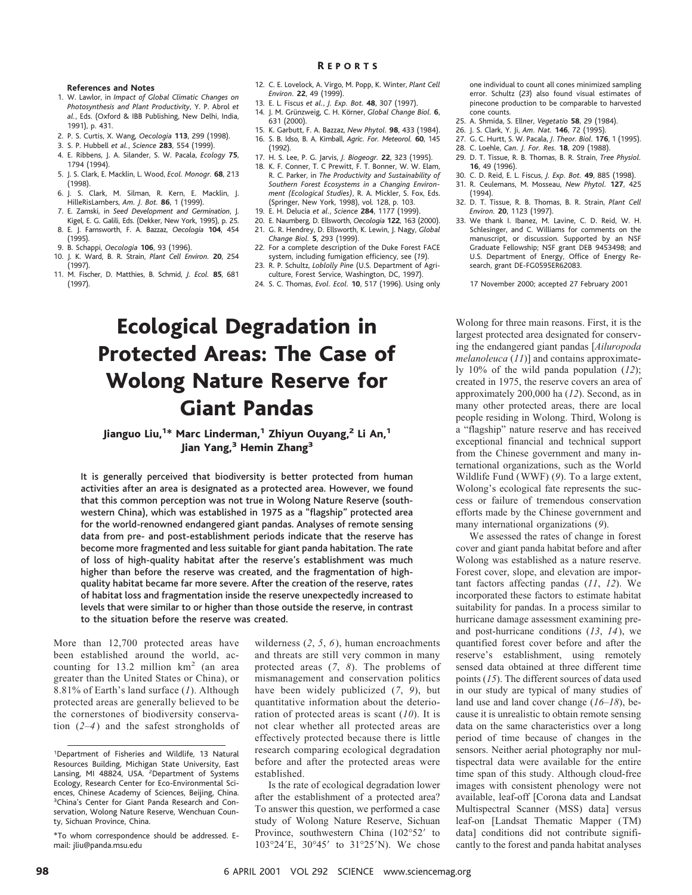**References and Notes**

1. W. Lawlor, in *Impact of Global Climatic Changes on Photosynthesis and Plant Productivity*, Y. P. Abrol *et al.*, Eds. (Oxford & IBB Publishing, New Delhi, India, 1991), p. 431.
2. P. S. Curtis, X. Wang, *Oecologia* **113**, 299 (1998).
3. S. P. Hubbell *et al.*, *Science* **283**, 554 (1999).
4. E. Ribbens, J. A. Silander, S. W. Pacala, *Ecology* **75**, 1794 (1994).
5. J. S. Clark, E. Macklin, L. Wood, *Ecol. Monogr.* **68**, 213 (1998).
6. J. S. Clark, M. Silman, R. Kern, E. Macklin, J. HilleRisLambers, *Am. J. Bot.* **86**, 1 (1999).
7. E. Zamski, in *Seed Development and Germination*, J. Kigel, E. G. Galili, Eds. (Dekker, New York, 1995), p. 25.
8. E. J. Farnsworth, F. A. Bazzaz, *Oecologia* **104**, 454 (1995).
9. B. Schappi, *Oecologia* **106**, 93 (1996).
10. J. K. Ward, B. R. Strain, *Plant Cell Environ.* **20**, 254 (1997).
11. M. Fischer, D. Matthies, B. Schmid, *J. Ecol.* **85**, 681 (1997).
12. C. E. Lovelock, A. Virgo, M. Popp, K. Winter, *Plant Cell Environ.* **22**, 49 (1999).
13. E. L. Fiscus *et al.*, *J. Exp. Bot.* **48**, 307 (1997).
14. J. M. Grünzweig, C. H. Körner, *Global Change Biol.* **6**, 631 (2000).
15. K. Garbutt, F. A. Bazzaz, *New Phytol.* **98**, 433 (1984).
16. S. B. Idso, B. A. Kimball, *Agric. For. Meteorol.* **60**, 145 (1992).
17. H. S. Lee, P. G. Jarvis, *J. Biogeogr.* **22**, 323 (1995).
18. K. F. Conner, T. C Prewitt, F. T. Bonner, W. W. Elam, R. C. Parker, in *The Productivity and Sustainability of Southern Forest Ecosystems in a Changing Environment (Ecological Studies)*, R. A. Mickler, S. Fox, Eds. (Springer, New York, 1998), vol. 128, p. 103.
19. E. H. Delucia *et al.*, *Science* **284**, 1177 (1999).
20. E. Naumberg, D. Ellsworth, *Oecologia* **122**, 163 (2000).
21. G. R. Hendrey, D. Ellsworth, K. Lewin, J. Nagy, *Global Change Biol.* **5**, 293 (1999).
22. For a complete description of the Duke Forest FACE system, including fumigation efficiency, see (*19*).
23. R. P. Schultz, *Loblolly Pine* (U.S. Department of Agriculture, Forest Service, Washington, DC, 1997).
24. S. C. Thomas, *Evol. Ecol.* **10**, 517 (1996). Using only one individual to count all cones minimized sampling error. Schultz (*23*) also found visual estimates of pinecone production to be comparable to harvested cone counts.
25. A. Shmida, S. Ellner, *Vegetatio* **58**, 29 (1984).
26. J. S. Clark, Y. Ji, *Am. Nat.* **146**, 72 (1995).
27. G. C. Hurtt, S. W. Pacala, *J. Theor. Biol.* **176**, 1 (1995).
28. C. Loehle, *Can. J. For. Res.* **18**, 209 (1988).
29. D. T. Tissue, R. B. Thomas, B. R. Strain, *Tree Physiol.* **16**, 49 (1996).
30. C. D. Reid, E. L. Fiscus, *J. Exp. Bot.* **49**, 885 (1998).
31. R. Ceulemans, M. Mosseau, *New Phytol.* **127**, 425 (1994).
32. D. T. Tissue, R. B. Thomas, B. R. Strain, *Plant Cell Environ.* **20**, 1123 (1997).
33. We thank I. Ibanez, M. Lavine, C. D. Reid, W. H. Schlesinger, and C. Williams for comments on the manuscript, or discussion. Supported by an NSF Graduate Fellowship; NSF grant DEB 9453498; and U.S. Department of Energy, Office of Energy Research, grant DE-FG0595ER62083.

17 November 2000; accepted 27 February 2001

# Ecological Degradation in Protected Areas: The Case of Wolong Nature Reserve for Giant Pandas

**Jianguo Liu,[1]\* Marc Linderman,[1] Zhiyun Ouyang,[2] Li An,[1] Jian Yang,[3] Hemin Zhang[3]**

**It is generally perceived that biodiversity is better protected from human activities after an area is designated as a protected area. However, we found that this common perception was not true in Wolong Nature Reserve (southwestern China), which was established in 1975 as a "flagship" protected area for the world-renowned endangered giant pandas. Analyses of remote sensing data from pre- and post-establishment periods indicate that the reserve has become more fragmented and less suitable for giant panda habitation. The rate of loss of high-quality habitat after the reserve's establishment was much higher than before the reserve was created, and the fragmentation of high-quality habitat became far more severe. After the creation of the reserve, rates of habitat loss and fragmentation inside the reserve unexpectedly increased to levels that were similar to or higher than those outside the reserve, in contrast to the situation before the reserve was created.**

More than 12,700 protected areas have been established around the world, accounting for 13.2 million km$^2$ (an area greater than the United States or China), or 8.81% of Earth's land surface (*1*). Although protected areas are generally believed to be the cornerstones of biodiversity conservation (*2*–*4*) and the safest strongholds of wilderness (*2*, *5*, *6*), human encroachments and threats are still very common in many protected areas (*7*, *8*). The problems of mismanagement and conservation politics have been widely publicized (*7*, *9*), but quantitative information about the deterioration of protected areas is scant (*10*). It is not clear whether all protected areas are effectively protected because there is little research comparing ecological degradation before and after the protected areas were established.

Is the rate of ecological degradation lower after the establishment of a protected area? To answer this question, we performed a case study of Wolong Nature Reserve, Sichuan Province, southwestern China (102°52′ to 103°24′E, 30°45′ to 31°25′N). We chose Wolong for three main reasons. First, it is the largest protected area designated for conserving the endangered giant pandas [*Ailuropoda melanoleuca* (*11*)] and contains approximately 10% of the wild panda population (*12*); created in 1975, the reserve covers an area of approximately 200,000 ha (*12*). Second, as in many other protected areas, there are local people residing in Wolong. Third, Wolong is a "flagship" nature reserve and has received exceptional financial and technical support from the Chinese government and many international organizations, such as the World Wildlife Fund (WWF) (*9*). To a large extent, Wolong's ecological fate represents the success or failure of tremendous conservation efforts made by the Chinese government and many international organizations (*9*).

We assessed the rates of change in forest cover and giant panda habitat before and after Wolong was established as a nature reserve. Forest cover, slope, and elevation are important factors affecting pandas (*11*, *12*). We incorporated these factors to estimate habitat suitability for pandas. In a process similar to hurricane damage assessment examining pre- and post-hurricane conditions (*13*, *14*), we quantified forest cover before and after the reserve's establishment, using remotely sensed data obtained at three different time points (*15*). The different sources of data used in our study are typical of many studies of land use and land cover change (*16*–*18*), because it is unrealistic to obtain remote sensing data on the same characteristics over a long period of time because of changes in the sensors. Neither aerial photography nor multispectral data were available for the entire time span of this study. Although cloud-free images with consistent phenology were not available, leaf-off [Corona data and Landsat Multispectral Scanner (MSS) data] versus leaf-on [Landsat Thematic Mapper (TM) data] conditions did not contribute significantly to the forest and panda habitat analyses

[1]Department of Fisheries and Wildlife, 13 Natural Resources Building, Michigan State University, East Lansing, MI 48824, USA. [2]Department of Systems Ecology, Research Center for Eco-Environmental Sciences, Chinese Academy of Sciences, Beijing, China. [3]China's Center for Giant Panda Research and Conservation, Wolong Nature Reserve, Wenchuan County, Sichuan Province, China.

\*To whom correspondence should be addressed. E-mail: jliu@panda.msu.edu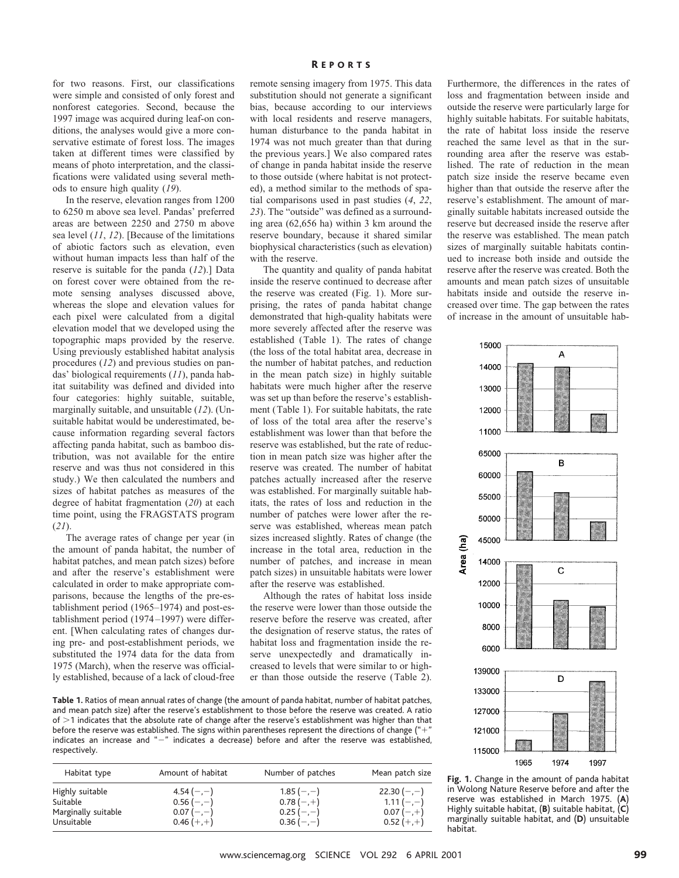for two reasons. First, our classifications were simple and consisted of only forest and nonforest categories. Second, because the 1997 image was acquired during leaf-on conditions, the analyses would give a more conservative estimate of forest loss. The images taken at different times were classified by means of photo interpretation, and the classifications were validated using several methods to ensure high quality (*19*).

In the reserve, elevation ranges from 1200 to 6250 m above sea level. Pandas' preferred areas are between 2250 and 2750 m above sea level (*11*, *12*). [Because of the limitations of abiotic factors such as elevation, even without human impacts less than half of the reserve is suitable for the panda (*12*).] Data on forest cover were obtained from the remote sensing analyses discussed above, whereas the slope and elevation values for each pixel were calculated from a digital elevation model that we developed using the topographic maps provided by the reserve. Using previously established habitat analysis procedures (*12*) and previous studies on pandas' biological requirements (*11*), panda habitat suitability was defined and divided into four categories: highly suitable, suitable, marginally suitable, and unsuitable (*12*). (Unsuitable habitat would be underestimated, because information regarding several factors affecting panda habitat, such as bamboo distribution, was not available for the entire reserve and was thus not considered in this study.) We then calculated the numbers and sizes of habitat patches as measures of the degree of habitat fragmentation (*20*) at each time point, using the FRAGSTATS program (*21*).

The average rates of change per year (in the amount of panda habitat, the number of habitat patches, and mean patch sizes) before and after the reserve's establishment were calculated in order to make appropriate comparisons, because the lengths of the pre-establishment period (1965–1974) and post-establishment period (1974–1997) were different. [When calculating rates of changes during pre- and post-establishment periods, we substituted the 1974 data for the data from 1975 (March), when the reserve was officially established, because of a lack of cloud-free remote sensing imagery from 1975. This data substitution should not generate a significant bias, because according to our interviews with local residents and reserve managers, human disturbance to the panda habitat in 1974 was not much greater than that during the previous years.] We also compared rates of change in panda habitat inside the reserve to those outside (where habitat is not protected), a method similar to the methods of spatial comparisons used in past studies (*4*, *22*, *23*). The "outside" was defined as a surrounding area (62,656 ha) within 3 km around the reserve boundary, because it shared similar biophysical characteristics (such as elevation) with the reserve.

The quantity and quality of panda habitat inside the reserve continued to decrease after the reserve was created (Fig. 1). More surprising, the rates of panda habitat change demonstrated that high-quality habitats were more severely affected after the reserve was established (Table 1). The rates of change (the loss of the total habitat area, decrease in the number of habitat patches, and reduction in the mean patch size) in highly suitable habitats were much higher after the reserve was set up than before the reserve's establishment (Table 1). For suitable habitats, the rate of loss of the total area after the reserve's establishment was lower than that before the reserve was established, but the rate of reduction in mean patch size was higher after the reserve was created. The number of habitat patches actually increased after the reserve was established. For marginally suitable habitats, the rates of loss and reduction in the number of patches were lower after the reserve was established, whereas mean patch sizes increased slightly. Rates of change (the increase in the total area, reduction in the number of patches, and increase in mean patch sizes) in unsuitable habitats were lower after the reserve was established.

Although the rates of habitat loss inside the reserve were lower than those outside the reserve before the reserve was created, after the designation of reserve status, the rates of habitat loss and fragmentation inside the reserve unexpectedly and dramatically increased to levels that were similar to or higher than those outside the reserve (Table 2). Furthermore, the differences in the rates of loss and fragmentation between inside and outside the reserve were particularly large for highly suitable habitats. For suitable habitats, the rate of habitat loss inside the reserve reached the same level as that in the surrounding area after the reserve was established. The rate of reduction in the mean patch size inside the reserve became even higher than that outside the reserve after the reserve's establishment. The amount of marginally suitable habitats increased outside the reserve but decreased inside the reserve after the reserve was established. The mean patch sizes of marginally suitable habitats continued to increase both inside and outside the reserve after the reserve was created. Both the amounts and mean patch sizes of unsuitable habitats inside and outside the reserve increased over time. The gap between the rates of increase in the amount of unsuitable hab-

**Table 1.** Ratios of mean annual rates of change (the amount of panda habitat, number of habitat patches, and mean patch size) after the reserve's establishment to those before the reserve was created. A ratio of >1 indicates that the absolute rate of change after the reserve's establishment was higher than that before the reserve was established. The signs within parentheses represent the directions of change ("+" indicates an increase and "−" indicates a decrease) before and after the reserve was established, respectively.

| Habitat type | Amount of habitat | Number of patches | Mean patch size |
|---|---|---|---|
| Highly suitable | 4.54 (−,−) | 1.85 (−,−) | 22.30 (−,−) |
| Suitable | 0.56 (−,−) | 0.78 (−,+) | 1.11 (−,−) |
| Marginally suitable | 0.07 (−,−) | 0.25 (−,−) | 0.07 (−,+) |
| Unsuitable | 0.46 (+,+) | 0.36 (−,−) | 0.52 (+,+) |

**Fig. 1.** Change in the amount of panda habitat in Wolong Nature Reserve before and after the reserve was established in March 1975. (**A**) Highly suitable habitat, (**B**) suitable habitat, (**C**) marginally suitable habitat, and (**D**) unsuitable habitat.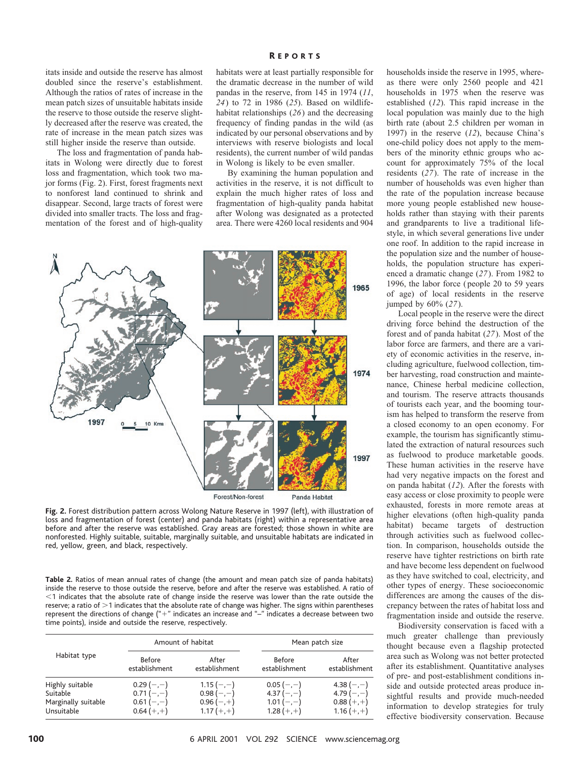itats inside and outside the reserve has almost doubled since the reserve's establishment. Although the ratios of rates of increase in the mean patch sizes of unsuitable habitats inside the reserve to those outside the reserve slightly decreased after the reserve was created, the rate of increase in the mean patch sizes was still higher inside the reserve than outside.

The loss and fragmentation of panda habitats in Wolong were directly due to forest loss and fragmentation, which took two major forms (Fig. 2). First, forest fragments next to nonforest land continued to shrink and disappear. Second, large tracts of forest were divided into smaller tracts. The loss and fragmentation of the forest and of high-quality habitats were at least partially responsible for the dramatic decrease in the number of wild pandas in the reserve, from 145 in 1974 (*11*, *24*) to 72 in 1986 (*25*). Based on wildlife-habitat relationships (*26*) and the decreasing frequency of finding pandas in the wild (as indicated by our personal observations and by interviews with reserve biologists and local residents), the current number of wild pandas in Wolong is likely to be even smaller.

By examining the human population and activities in the reserve, it is not difficult to explain the much higher rates of loss and fragmentation of high-quality panda habitat after Wolong was designated as a protected area. There were 4260 local residents and 904 households inside the reserve in 1995, whereas there were only 2560 people and 421 households in 1975 when the reserve was established (*12*). This rapid increase in the local population was mainly due to the high birth rate (about 2.5 children per woman in 1997) in the reserve (*12*), because China's one-child policy does not apply to the members of the minority ethnic groups who account for approximately 75% of the local residents (*27*). The rate of increase in the number of households was even higher than the rate of the population increase because more young people established new households rather than staying with their parents and grandparents to live a traditional lifestyle, in which several generations live under one roof. In addition to the rapid increase in the population size and the number of households, the population structure has experienced a dramatic change (*27*). From 1982 to 1996, the labor force (people 20 to 59 years of age) of local residents in the reserve jumped by 60% (*27*).

Local people in the reserve were the direct driving force behind the destruction of the forest and of panda habitat (*27*). Most of the labor force are farmers, and there are a variety of economic activities in the reserve, including agriculture, fuelwood collection, timber harvesting, road construction and maintenance, Chinese herbal medicine collection, and tourism. The reserve attracts thousands of tourists each year, and the booming tourism has helped to transform the reserve from a closed economy to an open economy. For example, the tourism has significantly stimulated the extraction of natural resources such as fuelwood to produce marketable goods. These human activities in the reserve have had very negative impacts on the forest and on panda habitat (*12*). After the forests with easy access or close proximity to people were exhausted, forests in more remote areas at higher elevations (often high-quality panda habitat) became targets of destruction through activities such as fuelwood collection. In comparison, households outside the reserve have tighter restrictions on birth rate and have become less dependent on fuelwood as they have switched to coal, electricity, and other types of energy. These socioeconomic differences are among the causes of the discrepancy between the rates of habitat loss and fragmentation inside and outside the reserve.

Biodiversity conservation is faced with a much greater challenge than previously thought because even a flagship protected area such as Wolong was not better protected after its establishment. Quantitative analyses of pre- and post-establishment conditions inside and outside protected areas produce insightful results and provide much-needed information to develop strategies for truly effective biodiversity conservation. Because

**Fig. 2.** Forest distribution pattern across Wolong Nature Reserve in 1997 (left), with illustration of loss and fragmentation of forest (center) and panda habitats (right) within a representative area before and after the reserve was established. Gray areas are forested; those shown in white are nonforested. Highly suitable, suitable, marginally suitable, and unsuitable habitats are indicated in red, yellow, green, and black, respectively.

**Table 2.** Ratios of mean annual rates of change (the amount and mean patch size of panda habitats) inside the reserve to those outside the reserve, before and after the reserve was established. A ratio of <1 indicates that the absolute rate of change inside the reserve was lower than the rate outside the reserve; a ratio of >1 indicates that the absolute rate of change was higher. The signs within parentheses represent the directions of change ("+" indicates an increase and "–" indicates a decrease between two time points), inside and outside the reserve, respectively.

| Habitat type | Amount of habitat | | Mean patch size | |
|---|---|---|---|---|
| | Before establishment | After establishment | Before establishment | After establishment |
| Highly suitable | 0.29 (–,–) | 1.15 (–,–) | 0.05 (–,–) | 4.38 (–,–) |
| Suitable | 0.71 (–,–) | 0.98 (–,–) | 4.37 (–,–) | 4.79 (–,–) |
| Marginally suitable | 0.61 (–,–) | 0.96 (–,+) | 1.01 (–,–) | 0.88 (+,+) |
| Unsuitable | 0.64 (+,+) | 1.17 (+,+) | 1.28 (+,+) | 1.16 (+,+) |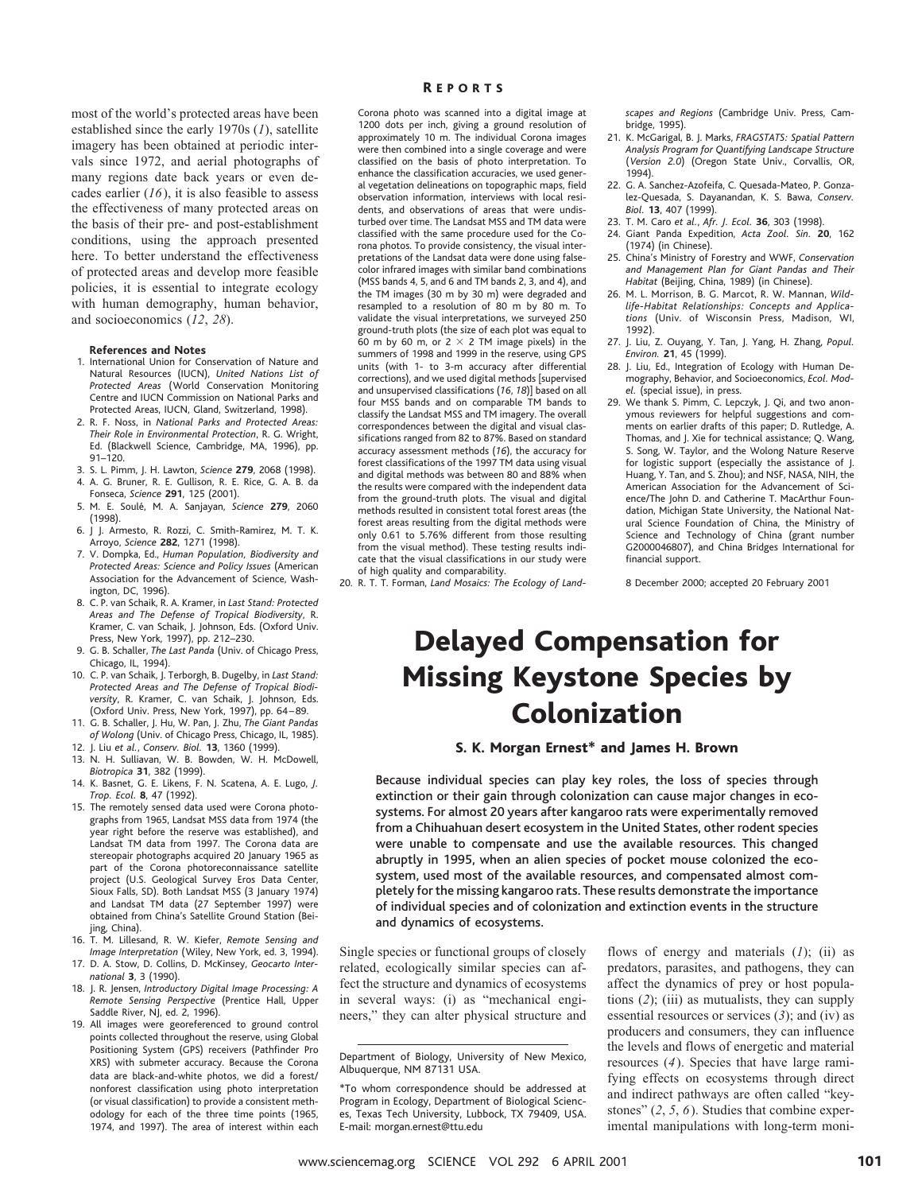most of the world's protected areas have been established since the early 1970s (*1*), satellite imagery has been obtained at periodic intervals since 1972, and aerial photographs of many regions date back years or even decades earlier (*16*), it is also feasible to assess the effectiveness of many protected areas on the basis of their pre- and post-establishment conditions, using the approach presented here. To better understand the effectiveness of protected areas and develop more feasible policies, it is essential to integrate ecology with human demography, human behavior, and socioeconomics (*12*, *28*).

**References and Notes**

1. International Union for Conservation of Nature and Natural Resources (IUCN), *United Nations List of Protected Areas* (World Conservation Monitoring Centre and IUCN Commission on National Parks and Protected Areas, IUCN, Gland, Switzerland, 1998).
2. R. F. Noss, in *National Parks and Protected Areas: Their Role in Environmental Protection*, R. G. Wright, Ed. (Blackwell Science, Cambridge, MA, 1996), pp. 91–120.
3. S. L. Pimm, J. H. Lawton, *Science* **279**, 2068 (1998).
4. A. G. Bruner, R. E. Gullison, R. E. Rice, G. A. B. da Fonseca, *Science* **291**, 125 (2001).
5. M. E. Soulé, M. A. Sanjayan, *Science* **279**, 2060 (1998).
6. J J. Armesto, R. Rozzi, C. Smith-Ramirez, M. T. K. Arroyo, *Science* **282**, 1271 (1998).
7. V. Dompka, Ed., *Human Population, Biodiversity and Protected Areas: Science and Policy Issues* (American Association for the Advancement of Science, Washington, DC, 1996).
8. C. P. van Schaik, R. A. Kramer, in *Last Stand: Protected Areas and The Defense of Tropical Biodiversity*, R. Kramer, C. van Schaik, J. Johnson, Eds. (Oxford Univ. Press, New York, 1997), pp. 212–230.
9. G. B. Schaller, *The Last Panda* (Univ. of Chicago Press, Chicago, IL, 1994).
10. C. P. van Schaik, J. Terborgh, B. Dugelby, in *Last Stand: Protected Areas and The Defense of Tropical Biodiversity*, R. Kramer, C. van Schaik, J. Johnson, Eds. (Oxford Univ. Press, New York, 1997), pp. 64–89.
11. G. B. Schaller, J. Hu, W. Pan, J. Zhu, *The Giant Pandas of Wolong* (Univ. of Chicago Press, Chicago, IL, 1985).
12. J. Liu *et al.*, *Conserv. Biol.* **13**, 1360 (1999).
13. N. H. Sulliavan, W. B. Bowden, W. H. McDowell, *Biotropica* **31**, 382 (1999).
14. K. Basnet, G. E. Likens, F. N. Scatena, A. E. Lugo, *J. Trop. Ecol.* **8**, 47 (1992).
15. The remotely sensed data used were Corona photographs from 1965, Landsat MSS data from 1974 (the year right before the reserve was established), and Landsat TM data from 1997. The Corona data are stereopair photographs acquired 20 January 1965 as part of the Corona photoreconnaissance satellite project (U.S. Geological Survey Eros Data Center, Sioux Falls, SD). Both Landsat MSS (3 January 1974) and Landsat TM data (27 September 1997) were obtained from China's Satellite Ground Station (Beijing, China).
16. T. M. Lillesand, R. W. Kiefer, *Remote Sensing and Image Interpretation* (Wiley, New York, ed. 3, 1994).
17. D. A. Stow, D. Collins, D. McKinsey, *Geocarto International* **3**, 3 (1990).
18. J. R. Jensen, *Introductory Digital Image Processing: A Remote Sensing Perspective* (Prentice Hall, Upper Saddle River, NJ, ed. 2, 1996).
19. All images were georeferenced to ground control points collected throughout the reserve, using Global Positioning System (GPS) receivers (Pathfinder Pro XRS) with submeter accuracy. Because the Corona data are black-and-white photos, we did a forest/nonforest classification using photo interpretation (or visual classification) to provide a consistent methodology for each of the three time points (1965, 1974, and 1997). The area of interest within each Corona photo was scanned into a digital image at 1200 dots per inch, giving a ground resolution of approximately 10 m. The individual Corona images were then combined into a single coverage and were classified on the basis of photo interpretation. To enhance the classification accuracies, we used general vegetation delineations on topographic maps, field observation information, interviews with local residents, and observations of areas that were undisturbed over time. The Landsat MSS and TM data were classified with the same procedure used for the Corona photos. To provide consistency, the visual interpretations of the Landsat data were done using false-color infrared images with similar band combinations (MSS bands 4, 5, and 6 and TM bands 2, 3, and 4), and the TM images (30 m by 30 m) were degraded and resampled to a resolution of 80 m by 80 m. To validate the visual interpretations, we surveyed 250 ground-truth plots (the size of each plot was equal to 60 m by 60 m, or $2 \times 2$ TM image pixels) in the summers of 1998 and 1999 in the reserve, using GPS units (with 1- to 3-m accuracy after differential corrections), and we used digital methods [supervised and unsupervised classifications (*16*, *18*)] based on all four MSS bands and on comparable TM bands to classify the Landsat MSS and TM imagery. The overall correspondences between the digital and visual classifications ranged from 82 to 87%. Based on standard accuracy assessment methods (*16*), the accuracy for forest classifications of the 1997 TM data using visual and digital methods was between 80 and 88% when the results were compared with the independent data from the ground-truth plots. The visual and digital methods resulted in consistent total forest areas (the forest areas resulting from the digital methods were only 0.61 to 5.76% different from those resulting from the visual method). These testing results indicate that the visual classifications in our study were of high quality and comparability.
20. R. T. T. Forman, *Land Mosaics: The Ecology of Landscapes and Regions* (Cambridge Univ. Press, Cambridge, 1995).
21. K. McGarigal, B. J. Marks, *FRAGSTATS: Spatial Pattern Analysis Program for Quantifying Landscape Structure* (*Version 2.0*) (Oregon State Univ., Corvallis, OR, 1994).
22. G. A. Sanchez-Azofeifa, C. Quesada-Mateo, P. Gonzalez-Quesada, S. Dayanandan, K. S. Bawa, *Conserv. Biol.* **13**, 407 (1999).
23. T. M. Caro *et al.*, *Afr. J. Ecol.* **36**, 303 (1998).
24. Giant Panda Expedition, *Acta Zool. Sin.* **20**, 162 (1974) (in Chinese).
25. China's Ministry of Forestry and WWF, *Conservation and Management Plan for Giant Pandas and Their Habitat* (Beijing, China, 1989) (in Chinese).
26. M. L. Morrison, B. G. Marcot, R. W. Mannan, *Wildlife-Habitat Relationships: Concepts and Applications* (Univ. of Wisconsin Press, Madison, WI, 1992).
27. J. Liu, Z. Ouyang, Y. Tan, J. Yang, H. Zhang, *Popul. Environ.* **21**, 45 (1999).
28. J. Liu, Ed., Integration of Ecology with Human Demography, Behavior, and Socioeconomics, *Ecol. Model.* (special issue), in press.
29. We thank S. Pimm, C. Lepczyk, J. Qi, and two anonymous reviewers for helpful suggestions and comments on earlier drafts of this paper; D. Rutledge, A. Thomas, and J. Xie for technical assistance; Q. Wang, S. Song, W. Taylor, and the Wolong Nature Reserve for logistic support (especially the assistance of J. Huang, Y. Tan, and S. Zhou); and NSF, NASA, NIH, the American Association for the Advancement of Science/The John D. and Catherine T. MacArthur Foundation, Michigan State University, the National Natural Science Foundation of China, the Ministry of Science and Technology of China (grant number G2000046807), and China Bridges International for financial support.

8 December 2000; accepted 20 February 2001

# Delayed Compensation for Missing Keystone Species by Colonization

**S. K. Morgan Ernest\* and James H. Brown**

**Because individual species can play key roles, the loss of species through extinction or their gain through colonization can cause major changes in ecosystems. For almost 20 years after kangaroo rats were experimentally removed from a Chihuahuan desert ecosystem in the United States, other rodent species were unable to compensate and use the available resources. This changed abruptly in 1995, when an alien species of pocket mouse colonized the ecosystem, used most of the available resources, and compensated almost completely for the missing kangaroo rats. These results demonstrate the importance of individual species and of colonization and extinction events in the structure and dynamics of ecosystems.**

Single species or functional groups of closely related, ecologically similar species can affect the structure and dynamics of ecosystems in several ways: (i) as "mechanical engineers," they can alter physical structure and flows of energy and materials (*1*); (ii) as predators, parasites, and pathogens, they can affect the dynamics of prey or host populations (*2*); (iii) as mutualists, they can supply essential resources or services (*3*); and (iv) as producers and consumers, they can influence the levels and flows of energetic and material resources (*4*). Species that have large ramifying effects on ecosystems through direct and indirect pathways are often called "keystones" (*2*, *5*, *6*). Studies that combine experimental manipulations with long-term moni-

Department of Biology, University of New Mexico, Albuquerque, NM 87131 USA.

\*To whom correspondence should be addressed at Program in Ecology, Department of Biological Sciences, Texas Tech University, Lubbock, TX 79409, USA. E-mail: morgan.ernest@ttu.edu